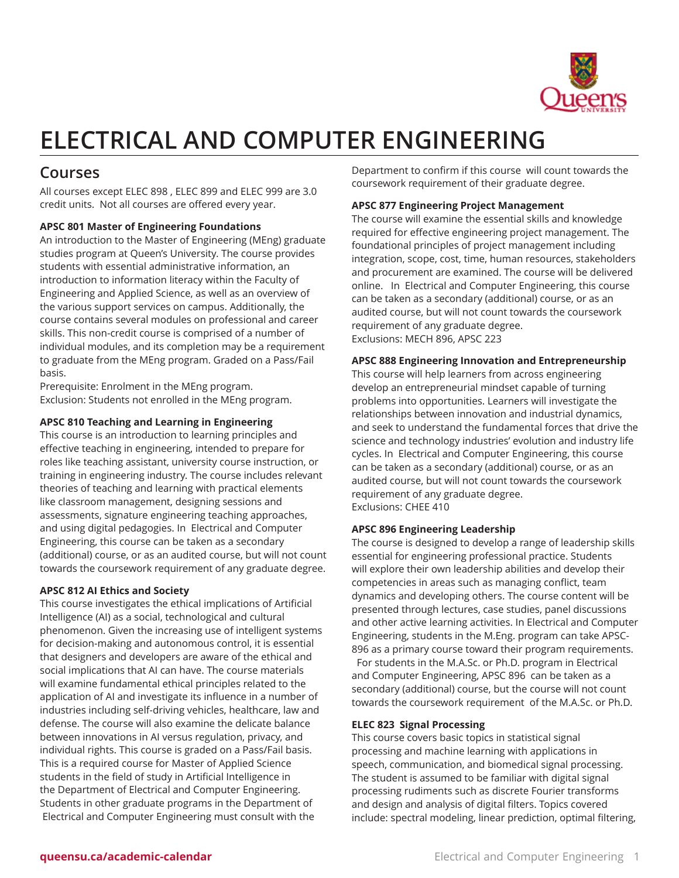# ELECTRICAL AND COMPUTER ENGINEERING

## Courses

All courses except ELEC 898 , ELEC 899 and ELEC 999 are 3.0 credit units.  Not all courses are offered every year.

**APSC 801 Master of Engineering Foundations**
An introduction to the Master of Engineering (MEng) graduate studies program at Queen's University. The course provides students with essential administrative information, an introduction to information literacy within the Faculty of Engineering and Applied Science, as well as an overview of the various support services on campus. Additionally, the course contains several modules on professional and career skills. This non-credit course is comprised of a number of individual modules, and its completion may be a requirement to graduate from the MEng program. Graded on a Pass/Fail basis.
Prerequisite: Enrolment in the MEng program.
Exclusion: Students not enrolled in the MEng program.

**APSC 810 Teaching and Learning in Engineering**
This course is an introduction to learning principles and effective teaching in engineering, intended to prepare for roles like teaching assistant, university course instruction, or training in engineering industry. The course includes relevant theories of teaching and learning with practical elements like classroom management, designing sessions and assessments, signature engineering teaching approaches, and using digital pedagogies. In  Electrical and Computer Engineering, this course can be taken as a secondary (additional) course, or as an audited course, but will not count towards the coursework requirement of any graduate degree.

**APSC 812 AI Ethics and Society**
This course investigates the ethical implications of Artificial Intelligence (AI) as a social, technological and cultural phenomenon. Given the increasing use of intelligent systems for decision-making and autonomous control, it is essential that designers and developers are aware of the ethical and social implications that AI can have. The course materials will examine fundamental ethical principles related to the application of AI and investigate its influence in a number of industries including self-driving vehicles, healthcare, law and defense. The course will also examine the delicate balance between innovations in AI versus regulation, privacy, and individual rights. This course is graded on a Pass/Fail basis. This is a required course for Master of Applied Science students in the field of study in Artificial Intelligence in the Department of Electrical and Computer Engineering. Students in other graduate programs in the Department of Electrical and Computer Engineering must consult with the Department to confirm if this course  will count towards the coursework requirement of their graduate degree.

**APSC 877 Engineering Project Management**
The course will examine the essential skills and knowledge required for effective engineering project management. The foundational principles of project management including integration, scope, cost, time, human resources, stakeholders and procurement are examined. The course will be delivered online.   In  Electrical and Computer Engineering, this course can be taken as a secondary (additional) course, or as an audited course, but will not count towards the coursework requirement of any graduate degree.
Exclusions: MECH 896, APSC 223

**APSC 888 Engineering Innovation and Entrepreneurship**
This course will help learners from across engineering develop an entrepreneurial mindset capable of turning problems into opportunities. Learners will investigate the relationships between innovation and industrial dynamics, and seek to understand the fundamental forces that drive the science and technology industries' evolution and industry life cycles. In  Electrical and Computer Engineering, this course can be taken as a secondary (additional) course, or as an audited course, but will not count towards the coursework requirement of any graduate degree.
Exclusions: CHEE 410

**APSC 896 Engineering Leadership**
The course is designed to develop a range of leadership skills essential for engineering professional practice. Students will explore their own leadership abilities and develop their competencies in areas such as managing conflict, team dynamics and developing others. The course content will be presented through lectures, case studies, panel discussions and other active learning activities. In Electrical and Computer Engineering, students in the M.Eng. program can take APSC-896 as a primary course toward their program requirements.  For students in the M.A.Sc. or Ph.D. program in Electrical and Computer Engineering, APSC 896  can be taken as a secondary (additional) course, but the course will not count towards the coursework requirement  of the M.A.Sc. or Ph.D.

**ELEC 823  Signal Processing**
This course covers basic topics in statistical signal processing and machine learning with applications in speech, communication, and biomedical signal processing. The student is assumed to be familiar with digital signal processing rudiments such as discrete Fourier transforms and design and analysis of digital filters. Topics covered include: spectral modeling, linear prediction, optimal filtering,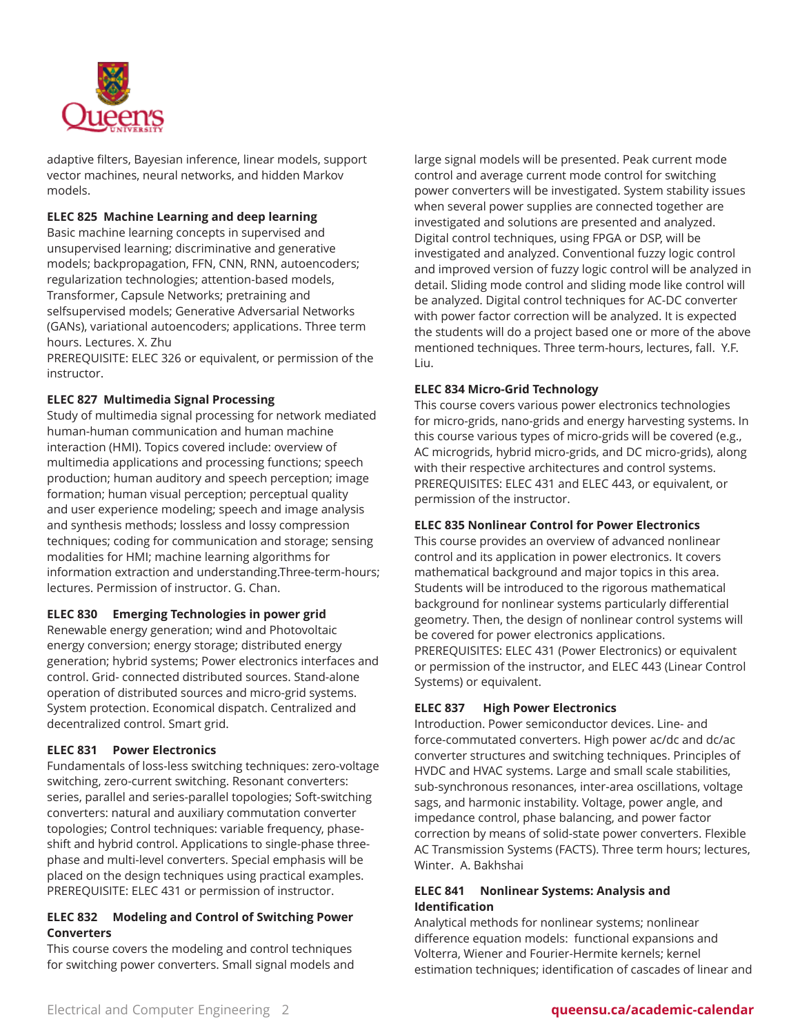adaptive filters, Bayesian inference, linear models, support vector machines, neural networks, and hidden Markov models.

**ELEC 825 Machine Learning and deep learning**
Basic machine learning concepts in supervised and unsupervised learning; discriminative and generative models; backpropagation, FFN, CNN, RNN, autoencoders; regularization technologies; attention-based models, Transformer, Capsule Networks; pretraining and selfsupervised models; Generative Adversarial Networks (GANs), variational autoencoders; applications. Three term hours. Lectures. X. Zhu
PREREQUISITE: ELEC 326 or equivalent, or permission of the instructor.

**ELEC 827 Multimedia Signal Processing**
Study of multimedia signal processing for network mediated human-human communication and human machine interaction (HMI). Topics covered include: overview of multimedia applications and processing functions; speech production; human auditory and speech perception; image formation; human visual perception; perceptual quality and user experience modeling; speech and image analysis and synthesis methods; lossless and lossy compression techniques; coding for communication and storage; sensing modalities for HMI; machine learning algorithms for information extraction and understanding.Three-term-hours; lectures. Permission of instructor. G. Chan.

**ELEC 830 Emerging Technologies in power grid**
Renewable energy generation; wind and Photovoltaic energy conversion; energy storage; distributed energy generation; hybrid systems; Power electronics interfaces and control. Grid- connected distributed sources. Stand-alone operation of distributed sources and micro-grid systems. System protection. Economical dispatch. Centralized and decentralized control. Smart grid.

**ELEC 831 Power Electronics**
Fundamentals of loss-less switching techniques: zero-voltage switching, zero-current switching. Resonant converters: series, parallel and series-parallel topologies; Soft-switching converters: natural and auxiliary commutation converter topologies; Control techniques: variable frequency, phase-shift and hybrid control. Applications to single-phase three-phase and multi-level converters. Special emphasis will be placed on the design techniques using practical examples.
PREREQUISITE: ELEC 431 or permission of instructor.

**ELEC 832 Modeling and Control of Switching Power Converters**
This course covers the modeling and control techniques for switching power converters. Small signal models and large signal models will be presented. Peak current mode control and average current mode control for switching power converters will be investigated. System stability issues when several power supplies are connected together are investigated and solutions are presented and analyzed. Digital control techniques, using FPGA or DSP, will be investigated and analyzed. Conventional fuzzy logic control and improved version of fuzzy logic control will be analyzed in detail. Sliding mode control and sliding mode like control will be analyzed. Digital control techniques for AC-DC converter with power factor correction will be analyzed. It is expected the students will do a project based one or more of the above mentioned techniques. Three term-hours, lectures, fall. Y.F. Liu.

**ELEC 834 Micro-Grid Technology**
This course covers various power electronics technologies for micro-grids, nano-grids and energy harvesting systems. In this course various types of micro-grids will be covered (e.g., AC microgrids, hybrid micro-grids, and DC micro-grids), along with their respective architectures and control systems.
PREREQUISITES: ELEC 431 and ELEC 443, or equivalent, or permission of the instructor.

**ELEC 835 Nonlinear Control for Power Electronics**
This course provides an overview of advanced nonlinear control and its application in power electronics. It covers mathematical background and major topics in this area. Students will be introduced to the rigorous mathematical background for nonlinear systems particularly differential geometry. Then, the design of nonlinear control systems will be covered for power electronics applications.
PREREQUISITES: ELEC 431 (Power Electronics) or equivalent or permission of the instructor, and ELEC 443 (Linear Control Systems) or equivalent.

**ELEC 837 High Power Electronics**
Introduction. Power semiconductor devices. Line- and force-commutated converters. High power ac/dc and dc/ac converter structures and switching techniques. Principles of HVDC and HVAC systems. Large and small scale stabilities, sub-synchronous resonances, inter-area oscillations, voltage sags, and harmonic instability. Voltage, power angle, and impedance control, phase balancing, and power factor correction by means of solid-state power converters. Flexible AC Transmission Systems (FACTS). Three term hours; lectures, Winter. A. Bakhshai

**ELEC 841 Nonlinear Systems: Analysis and Identification**
Analytical methods for nonlinear systems; nonlinear difference equation models: functional expansions and Volterra, Wiener and Fourier-Hermite kernels; kernel estimation techniques; identification of cascades of linear and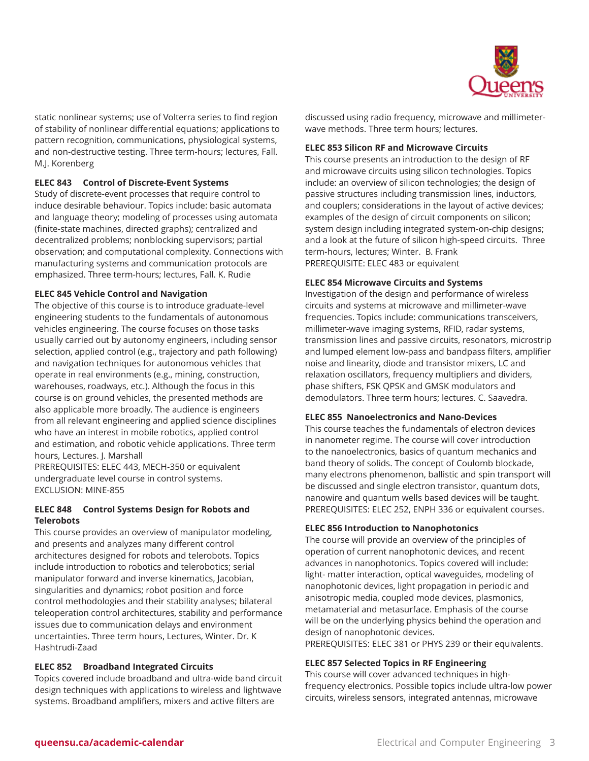static nonlinear systems; use of Volterra series to find region of stability of nonlinear differential equations; applications to pattern recognition, communications, physiological systems, and non-destructive testing. Three term-hours; lectures, Fall. M.J. Korenberg

**ELEC 843 Control of Discrete-Event Systems**
Study of discrete-event processes that require control to induce desirable behaviour. Topics include: basic automata and language theory; modeling of processes using automata (finite-state machines, directed graphs); centralized and decentralized problems; nonblocking supervisors; partial observation; and computational complexity. Connections with manufacturing systems and communication protocols are emphasized. Three term-hours; lectures, Fall. K. Rudie

**ELEC 845 Vehicle Control and Navigation**
The objective of this course is to introduce graduate-level engineering students to the fundamentals of autonomous vehicles engineering. The course focuses on those tasks usually carried out by autonomy engineers, including sensor selection, applied control (e.g., trajectory and path following) and navigation techniques for autonomous vehicles that operate in real environments (e.g., mining, construction, warehouses, roadways, etc.). Although the focus in this course is on ground vehicles, the presented methods are also applicable more broadly. The audience is engineers from all relevant engineering and applied science disciplines who have an interest in mobile robotics, applied control and estimation, and robotic vehicle applications. Three term hours, Lectures. J. Marshall
PREREQUISITES: ELEC 443, MECH-350 or equivalent undergraduate level course in control systems.
EXCLUSION: MINE-855

**ELEC 848 Control Systems Design for Robots and Telerobots**
This course provides an overview of manipulator modeling, and presents and analyzes many different control architectures designed for robots and telerobots. Topics include introduction to robotics and telerobotics; serial manipulator forward and inverse kinematics, Jacobian, singularities and dynamics; robot position and force control methodologies and their stability analyses; bilateral teleoperation control architectures, stability and performance issues due to communication delays and environment uncertainties. Three term hours, Lectures, Winter. Dr. K Hashtrudi-Zaad

**ELEC 852 Broadband Integrated Circuits**
Topics covered include broadband and ultra-wide band circuit design techniques with applications to wireless and lightwave systems. Broadband amplifiers, mixers and active filters are discussed using radio frequency, microwave and millimeter-wave methods. Three term hours; lectures.

**ELEC 853 Silicon RF and Microwave Circuits**
This course presents an introduction to the design of RF and microwave circuits using silicon technologies. Topics include: an overview of silicon technologies; the design of passive structures including transmission lines, inductors, and couplers; considerations in the layout of active devices; examples of the design of circuit components on silicon; system design including integrated system-on-chip designs; and a look at the future of silicon high-speed circuits. Three term-hours, lectures; Winter. B. Frank
PREREQUISITE: ELEC 483 or equivalent

**ELEC 854 Microwave Circuits and Systems**
Investigation of the design and performance of wireless circuits and systems at microwave and millimeter-wave frequencies. Topics include: communications transceivers, millimeter-wave imaging systems, RFID, radar systems, transmission lines and passive circuits, resonators, microstrip and lumped element low-pass and bandpass filters, amplifier noise and linearity, diode and transistor mixers, LC and relaxation oscillators, frequency multipliers and dividers, phase shifters, FSK QPSK and GMSK modulators and demodulators. Three term hours; lectures. C. Saavedra.

**ELEC 855 Nanoelectronics and Nano-Devices**
This course teaches the fundamentals of electron devices in nanometer regime. The course will cover introduction to the nanoelectronics, basics of quantum mechanics and band theory of solids. The concept of Coulomb blockade, many electrons phenomenon, ballistic and spin transport will be discussed and single electron transistor, quantum dots, nanowire and quantum wells based devices will be taught.
PREREQUISITES: ELEC 252, ENPH 336 or equivalent courses.

**ELEC 856 Introduction to Nanophotonics**
The course will provide an overview of the principles of operation of current nanophotonic devices, and recent advances in nanophotonics. Topics covered will include: light- matter interaction, optical waveguides, modeling of nanophotonic devices, light propagation in periodic and anisotropic media, coupled mode devices, plasmonics, metamaterial and metasurface. Emphasis of the course will be on the underlying physics behind the operation and design of nanophotonic devices.
PREREQUISITES: ELEC 381 or PHYS 239 or their equivalents.

**ELEC 857 Selected Topics in RF Engineering**
This course will cover advanced techniques in high-frequency electronics. Possible topics include ultra-low power circuits, wireless sensors, integrated antennas, microwave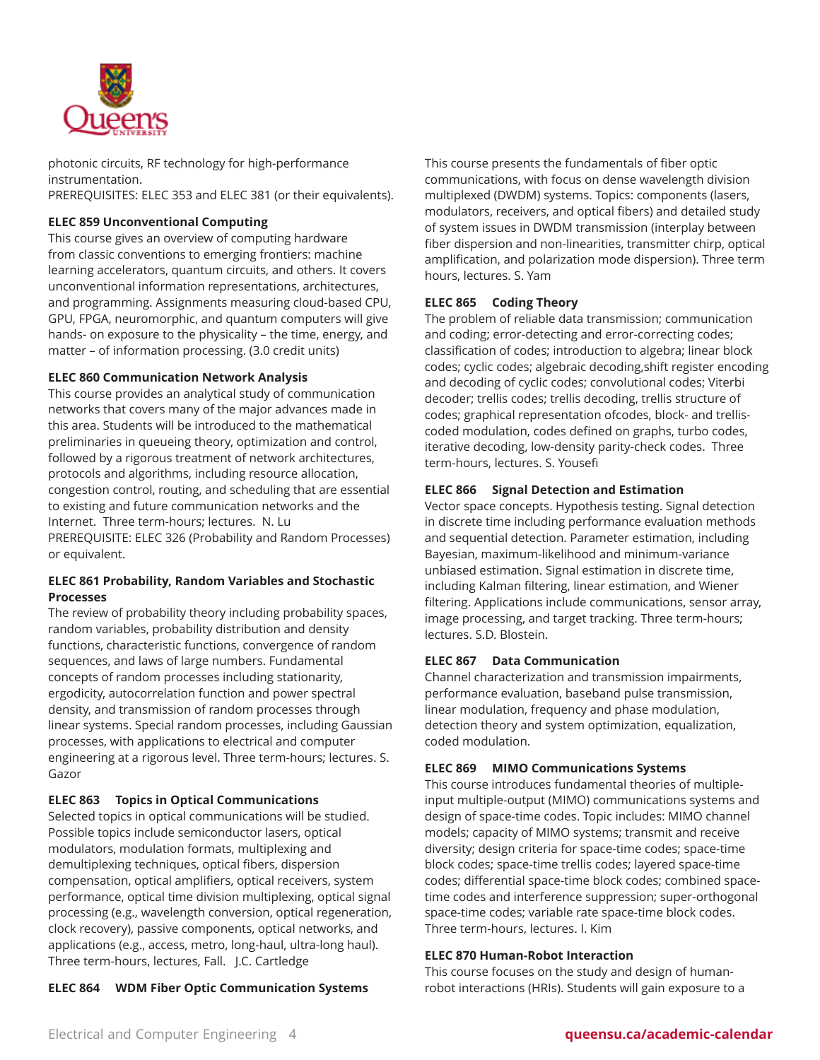photonic circuits, RF technology for high-performance instrumentation.
PREREQUISITES: ELEC 353 and ELEC 381 (or their equivalents).

**ELEC 859 Unconventional Computing**
This course gives an overview of computing hardware from classic conventions to emerging frontiers: machine learning accelerators, quantum circuits, and others. It covers unconventional information representations, architectures, and programming. Assignments measuring cloud-based CPU, GPU, FPGA, neuromorphic, and quantum computers will give hands- on exposure to the physicality – the time, energy, and matter – of information processing. (3.0 credit units)

**ELEC 860 Communication Network Analysis**
This course provides an analytical study of communication networks that covers many of the major advances made in this area. Students will be introduced to the mathematical preliminaries in queueing theory, optimization and control, followed by a rigorous treatment of network architectures, protocols and algorithms, including resource allocation, congestion control, routing, and scheduling that are essential to existing and future communication networks and the Internet. Three term-hours; lectures. N. Lu
PREREQUISITE: ELEC 326 (Probability and Random Processes) or equivalent.

**ELEC 861 Probability, Random Variables and Stochastic Processes**
The review of probability theory including probability spaces, random variables, probability distribution and density functions, characteristic functions, convergence of random sequences, and laws of large numbers. Fundamental concepts of random processes including stationarity, ergodicity, autocorrelation function and power spectral density, and transmission of random processes through linear systems. Special random processes, including Gaussian processes, with applications to electrical and computer engineering at a rigorous level. Three term-hours; lectures. S. Gazor

**ELEC 863 Topics in Optical Communications**
Selected topics in optical communications will be studied. Possible topics include semiconductor lasers, optical modulators, modulation formats, multiplexing and demultiplexing techniques, optical fibers, dispersion compensation, optical amplifiers, optical receivers, system performance, optical time division multiplexing, optical signal processing (e.g., wavelength conversion, optical regeneration, clock recovery), passive components, optical networks, and applications (e.g., access, metro, long-haul, ultra-long haul). Three term-hours, lectures, Fall. J.C. Cartledge

**ELEC 864 WDM Fiber Optic Communication Systems**
This course presents the fundamentals of fiber optic communications, with focus on dense wavelength division multiplexed (DWDM) systems. Topics: components (lasers, modulators, receivers, and optical fibers) and detailed study of system issues in DWDM transmission (interplay between fiber dispersion and non-linearities, transmitter chirp, optical amplification, and polarization mode dispersion). Three term hours, lectures. S. Yam

**ELEC 865 Coding Theory**
The problem of reliable data transmission; communication and coding; error-detecting and error-correcting codes; classification of codes; introduction to algebra; linear block codes; cyclic codes; algebraic decoding,shift register encoding and decoding of cyclic codes; convolutional codes; Viterbi decoder; trellis codes; trellis decoding, trellis structure of codes; graphical representation ofcodes, block- and trellis-coded modulation, codes defined on graphs, turbo codes, iterative decoding, low-density parity-check codes. Three term-hours, lectures. S. Yousefi

**ELEC 866 Signal Detection and Estimation**
Vector space concepts. Hypothesis testing. Signal detection in discrete time including performance evaluation methods and sequential detection. Parameter estimation, including Bayesian, maximum-likelihood and minimum-variance unbiased estimation. Signal estimation in discrete time, including Kalman filtering, linear estimation, and Wiener filtering. Applications include communications, sensor array, image processing, and target tracking. Three term-hours; lectures. S.D. Blostein.

**ELEC 867 Data Communication**
Channel characterization and transmission impairments, performance evaluation, baseband pulse transmission, linear modulation, frequency and phase modulation, detection theory and system optimization, equalization, coded modulation.

**ELEC 869 MIMO Communications Systems**
This course introduces fundamental theories of multiple-input multiple-output (MIMO) communications systems and design of space-time codes. Topic includes: MIMO channel models; capacity of MIMO systems; transmit and receive diversity; design criteria for space-time codes; space-time block codes; space-time trellis codes; layered space-time codes; differential space-time block codes; combined space-time codes and interference suppression; super-orthogonal space-time codes; variable rate space-time block codes. Three term-hours, lectures. I. Kim

**ELEC 870 Human-Robot Interaction**
This course focuses on the study and design of human-robot interactions (HRIs). Students will gain exposure to a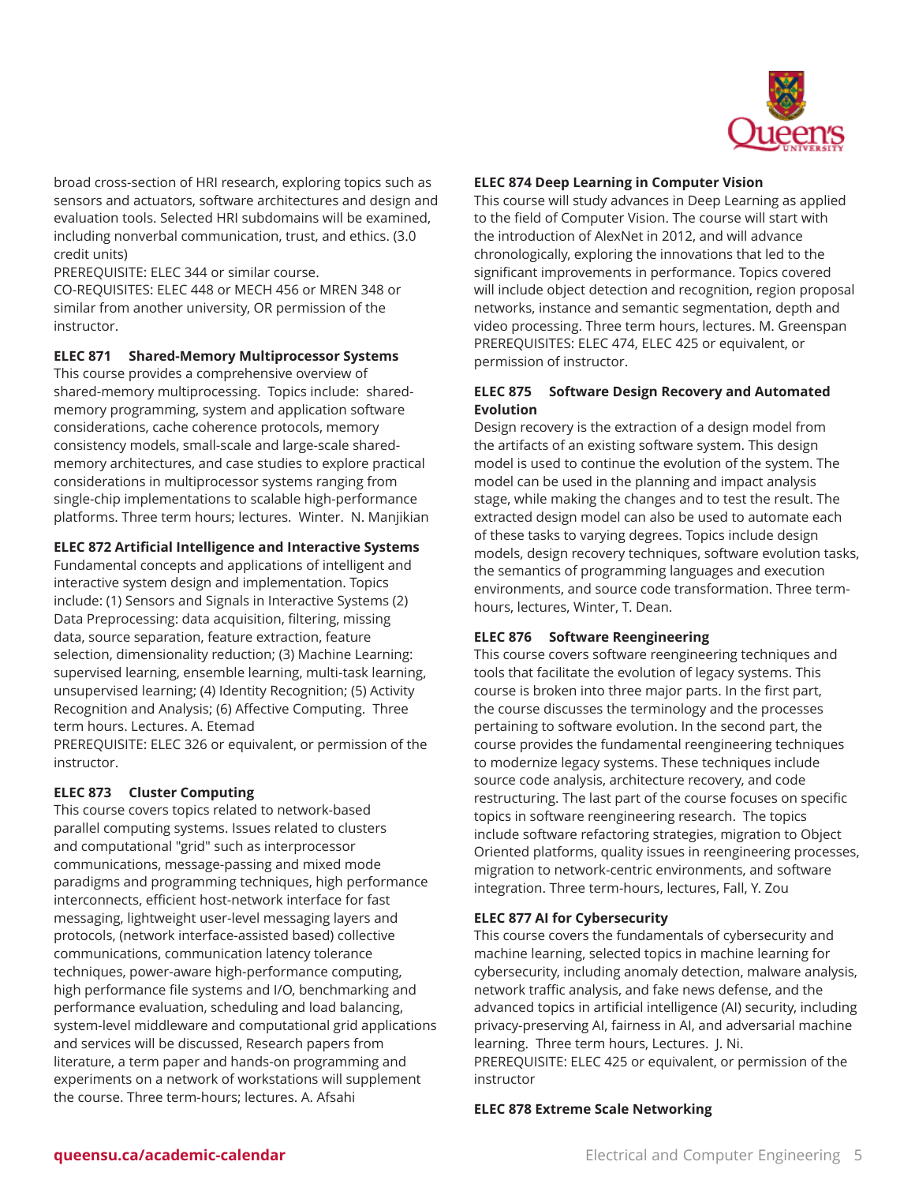broad cross-section of HRI research, exploring topics such as sensors and actuators, software architectures and design and evaluation tools. Selected HRI subdomains will be examined, including nonverbal communication, trust, and ethics. (3.0 credit units)
PREREQUISITE: ELEC 344 or similar course.
CO-REQUISITES: ELEC 448 or MECH 456 or MREN 348 or similar from another university, OR permission of the instructor.

**ELEC 871 Shared-Memory Multiprocessor Systems**
This course provides a comprehensive overview of shared-memory multiprocessing. Topics include: shared-memory programming, system and application software considerations, cache coherence protocols, memory consistency models, small-scale and large-scale shared-memory architectures, and case studies to explore practical considerations in multiprocessor systems ranging from single-chip implementations to scalable high-performance platforms. Three term hours; lectures. Winter. N. Manjikian

**ELEC 872 Artificial Intelligence and Interactive Systems**
Fundamental concepts and applications of intelligent and interactive system design and implementation. Topics include: (1) Sensors and Signals in Interactive Systems (2) Data Preprocessing: data acquisition, filtering, missing data, source separation, feature extraction, feature selection, dimensionality reduction; (3) Machine Learning: supervised learning, ensemble learning, multi-task learning, unsupervised learning; (4) Identity Recognition; (5) Activity Recognition and Analysis; (6) Affective Computing. Three term hours. Lectures. A. Etemad
PREREQUISITE: ELEC 326 or equivalent, or permission of the instructor.

**ELEC 873 Cluster Computing**
This course covers topics related to network-based parallel computing systems. Issues related to clusters and computational "grid" such as interprocessor communications, message-passing and mixed mode paradigms and programming techniques, high performance interconnects, efficient host-network interface for fast messaging, lightweight user-level messaging layers and protocols, (network interface-assisted based) collective communications, communication latency tolerance techniques, power-aware high-performance computing, high performance file systems and I/O, benchmarking and performance evaluation, scheduling and load balancing, system-level middleware and computational grid applications and services will be discussed, Research papers from literature, a term paper and hands-on programming and experiments on a network of workstations will supplement the course. Three term-hours; lectures. A. Afsahi

**ELEC 874 Deep Learning in Computer Vision**
This course will study advances in Deep Learning as applied to the field of Computer Vision. The course will start with the introduction of AlexNet in 2012, and will advance chronologically, exploring the innovations that led to the significant improvements in performance. Topics covered will include object detection and recognition, region proposal networks, instance and semantic segmentation, depth and video processing. Three term hours, lectures. M. Greenspan
PREREQUISITES: ELEC 474, ELEC 425 or equivalent, or permission of instructor.

**ELEC 875 Software Design Recovery and Automated Evolution**
Design recovery is the extraction of a design model from the artifacts of an existing software system. This design model is used to continue the evolution of the system. The model can be used in the planning and impact analysis stage, while making the changes and to test the result. The extracted design model can also be used to automate each of these tasks to varying degrees. Topics include design models, design recovery techniques, software evolution tasks, the semantics of programming languages and execution environments, and source code transformation. Three term-hours, lectures, Winter, T. Dean.

**ELEC 876 Software Reengineering**
This course covers software reengineering techniques and tools that facilitate the evolution of legacy systems. This course is broken into three major parts. In the first part, the course discusses the terminology and the processes pertaining to software evolution. In the second part, the course provides the fundamental reengineering techniques to modernize legacy systems. These techniques include source code analysis, architecture recovery, and code restructuring. The last part of the course focuses on specific topics in software reengineering research. The topics include software refactoring strategies, migration to Object Oriented platforms, quality issues in reengineering processes, migration to network-centric environments, and software integration. Three term-hours, lectures, Fall, Y. Zou

**ELEC 877 AI for Cybersecurity**
This course covers the fundamentals of cybersecurity and machine learning, selected topics in machine learning for cybersecurity, including anomaly detection, malware analysis, network traffic analysis, and fake news defense, and the advanced topics in artificial intelligence (AI) security, including privacy-preserving AI, fairness in AI, and adversarial machine learning. Three term hours, Lectures. J. Ni.
PREREQUISITE: ELEC 425 or equivalent, or permission of the instructor

**ELEC 878 Extreme Scale Networking**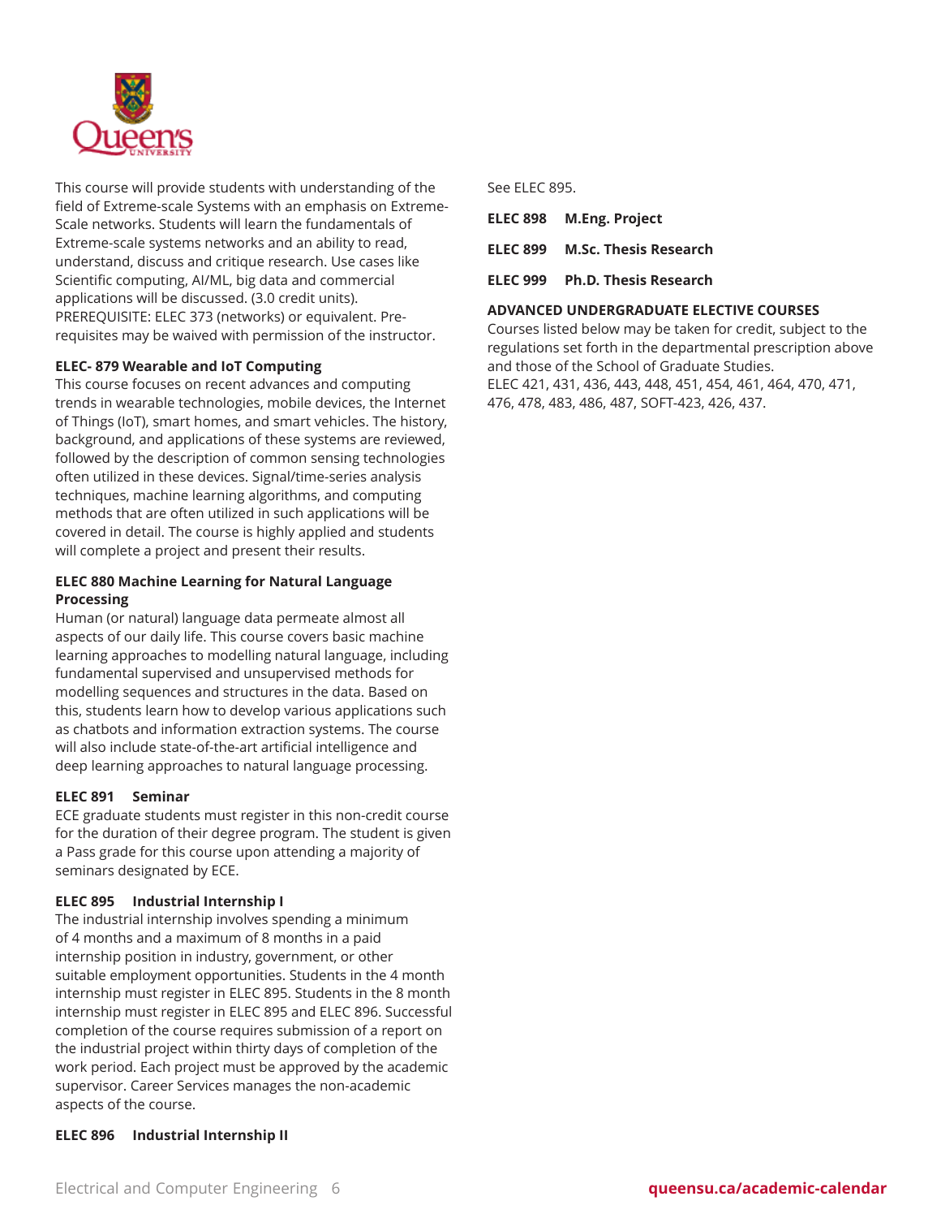This course will provide students with understanding of the field of Extreme-scale Systems with an emphasis on Extreme-Scale networks. Students will learn the fundamentals of Extreme-scale systems networks and an ability to read, understand, discuss and critique research. Use cases like Scientific computing, AI/ML, big data and commercial applications will be discussed. (3.0 credit units). PREREQUISITE: ELEC 373 (networks) or equivalent. Pre-requisites may be waived with permission of the instructor.

**ELEC- 879 Wearable and IoT Computing**

This course focuses on recent advances and computing trends in wearable technologies, mobile devices, the Internet of Things (IoT), smart homes, and smart vehicles. The history, background, and applications of these systems are reviewed, followed by the description of common sensing technologies often utilized in these devices. Signal/time-series analysis techniques, machine learning algorithms, and computing methods that are often utilized in such applications will be covered in detail. The course is highly applied and students will complete a project and present their results.

**ELEC 880 Machine Learning for Natural Language Processing**

Human (or natural) language data permeate almost all aspects of our daily life. This course covers basic machine learning approaches to modelling natural language, including fundamental supervised and unsupervised methods for modelling sequences and structures in the data. Based on this, students learn how to develop various applications such as chatbots and information extraction systems. The course will also include state-of-the-art artificial intelligence and deep learning approaches to natural language processing.

**ELEC 891 Seminar**

ECE graduate students must register in this non-credit course for the duration of their degree program. The student is given a Pass grade for this course upon attending a majority of seminars designated by ECE.

**ELEC 895 Industrial Internship I**

The industrial internship involves spending a minimum of 4 months and a maximum of 8 months in a paid internship position in industry, government, or other suitable employment opportunities. Students in the 4 month internship must register in ELEC 895. Students in the 8 month internship must register in ELEC 895 and ELEC 896. Successful completion of the course requires submission of a report on the industrial project within thirty days of completion of the work period. Each project must be approved by the academic supervisor. Career Services manages the non-academic aspects of the course.

**ELEC 896 Industrial Internship II**

See ELEC 895.

**ELEC 898 M.Eng. Project**

**ELEC 899 M.Sc. Thesis Research**

**ELEC 999 Ph.D. Thesis Research**

**ADVANCED UNDERGRADUATE ELECTIVE COURSES**

Courses listed below may be taken for credit, subject to the regulations set forth in the departmental prescription above and those of the School of Graduate Studies.
ELEC 421, 431, 436, 443, 448, 451, 454, 461, 464, 470, 471, 476, 478, 483, 486, 487, SOFT-423, 426, 437.